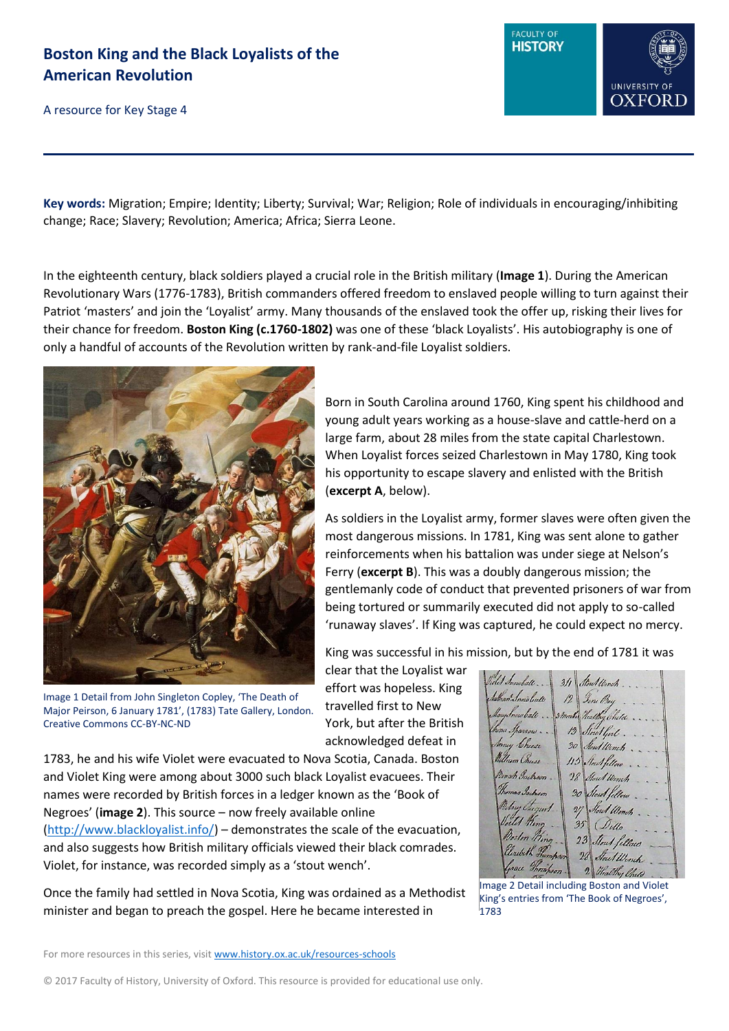# Boston King and the Black Loyalists of the American Revolution

A resource for Key Stage 4

**Key words:** Migration; Empire; Identity; Liberty; Survival; War; Religion; Role of individuals in encouraging/inhibiting change; Race; Slavery; Revolution; America; Africa; Sierra Leone.

In the eighteenth century, black soldiers played a crucial role in the British military (**Image 1**). During the American Revolutionary Wars (1776-1783), British commanders offered freedom to enslaved people willing to turn against their Patriot 'masters' and join the 'Loyalist' army. Many thousands of the enslaved took the offer up, risking their lives for their chance for freedom. **Boston King (c.1760-1802)** was one of these 'black Loyalists'. His autobiography is one of only a handful of accounts of the Revolution written by rank-and-file Loyalist soldiers.

Image 1 Detail from John Singleton Copley, 'The Death of Major Peirson, 6 January 1781', (1783) Tate Gallery, London. Creative Commons CC-BY-NC-ND

Born in South Carolina around 1760, King spent his childhood and young adult years working as a house-slave and cattle-herd on a large farm, about 28 miles from the state capital Charlestown. When Loyalist forces seized Charlestown in May 1780, King took his opportunity to escape slavery and enlisted with the British (**excerpt A**, below).

As soldiers in the Loyalist army, former slaves were often given the most dangerous missions. In 1781, King was sent alone to gather reinforcements when his battalion was under siege at Nelson's Ferry (**excerpt B**). This was a doubly dangerous mission; the gentlemanly code of conduct that prevented prisoners of war from being tortured or summarily executed did not apply to so-called 'runaway slaves'. If King was captured, he could expect no mercy.

King was successful in his mission, but by the end of 1781 it was clear that the Loyalist war effort was hopeless. King travelled first to New York, but after the British acknowledged defeat in 1783, he and his wife Violet were evacuated to Nova Scotia, Canada. Boston and Violet King were among about 3000 such black Loyalist evacuees. Their names were recorded by British forces in a ledger known as the 'Book of Negroes' (**image 2**). This source – now freely available online (http://www.blackloyalist.info/) – demonstrates the scale of the evacuation, and also suggests how British military officials viewed their black comrades. Violet, for instance, was recorded simply as a 'stout wench'.

Image 2 Detail including Boston and Violet King's entries from 'The Book of Negroes', 1783

Once the family had settled in Nova Scotia, King was ordained as a Methodist minister and began to preach the gospel. Here he became interested in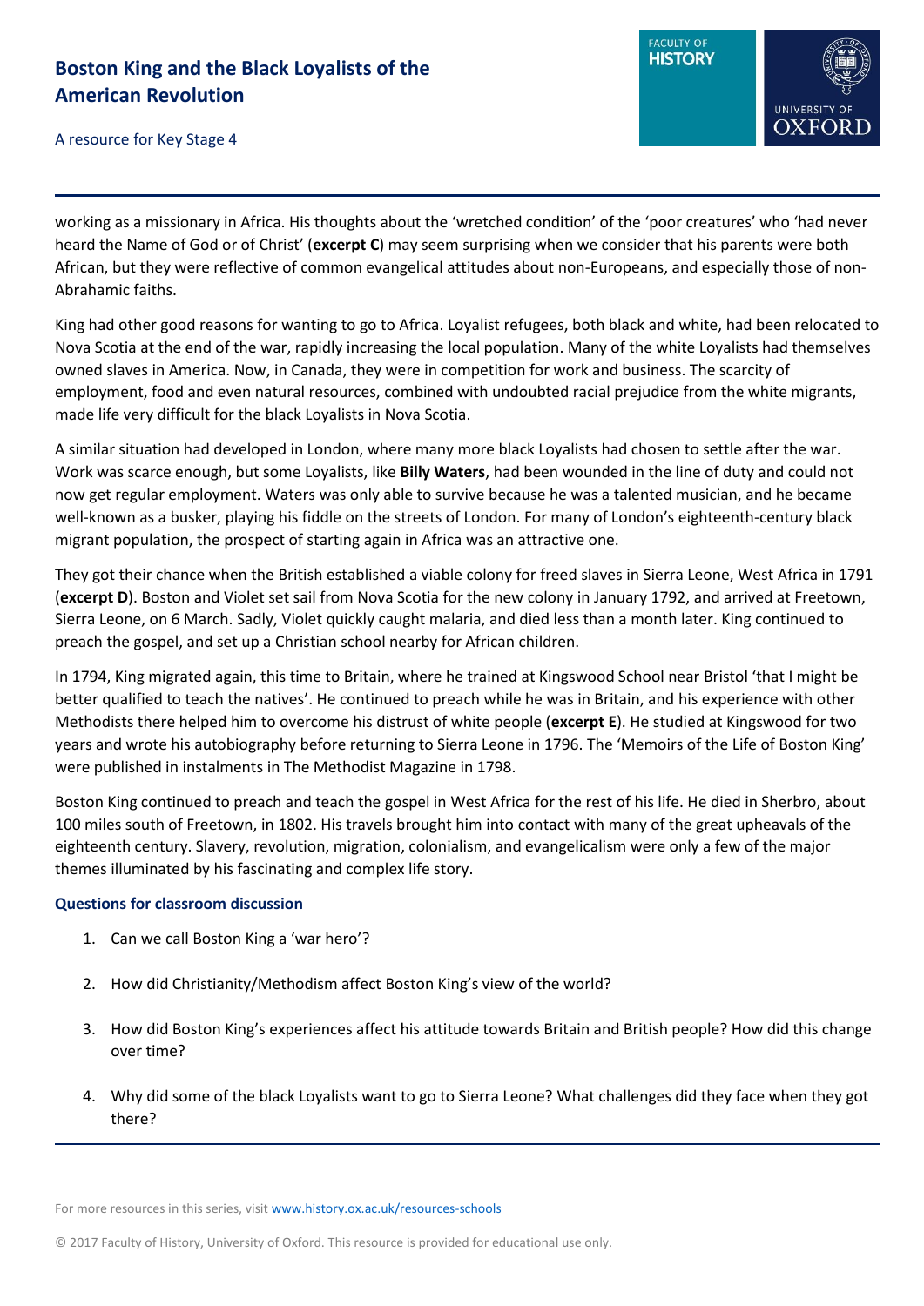working as a missionary in Africa. His thoughts about the 'wretched condition' of the 'poor creatures' who 'had never heard the Name of God or of Christ' (**excerpt C**) may seem surprising when we consider that his parents were both African, but they were reflective of common evangelical attitudes about non-Europeans, and especially those of non-Abrahamic faiths.

King had other good reasons for wanting to go to Africa. Loyalist refugees, both black and white, had been relocated to Nova Scotia at the end of the war, rapidly increasing the local population. Many of the white Loyalists had themselves owned slaves in America. Now, in Canada, they were in competition for work and business. The scarcity of employment, food and even natural resources, combined with undoubted racial prejudice from the white migrants, made life very difficult for the black Loyalists in Nova Scotia.

A similar situation had developed in London, where many more black Loyalists had chosen to settle after the war. Work was scarce enough, but some Loyalists, like **Billy Waters**, had been wounded in the line of duty and could not now get regular employment. Waters was only able to survive because he was a talented musician, and he became well-known as a busker, playing his fiddle on the streets of London. For many of London's eighteenth-century black migrant population, the prospect of starting again in Africa was an attractive one.

They got their chance when the British established a viable colony for freed slaves in Sierra Leone, West Africa in 1791 (**excerpt D**). Boston and Violet set sail from Nova Scotia for the new colony in January 1792, and arrived at Freetown, Sierra Leone, on 6 March. Sadly, Violet quickly caught malaria, and died less than a month later. King continued to preach the gospel, and set up a Christian school nearby for African children.

In 1794, King migrated again, this time to Britain, where he trained at Kingswood School near Bristol 'that I might be better qualified to teach the natives'. He continued to preach while he was in Britain, and his experience with other Methodists there helped him to overcome his distrust of white people (**excerpt E**). He studied at Kingswood for two years and wrote his autobiography before returning to Sierra Leone in 1796. The 'Memoirs of the Life of Boston King' were published in instalments in The Methodist Magazine in 1798.

Boston King continued to preach and teach the gospel in West Africa for the rest of his life. He died in Sherbro, about 100 miles south of Freetown, in 1802. His travels brought him into contact with many of the great upheavals of the eighteenth century. Slavery, revolution, migration, colonialism, and evangelicalism were only a few of the major themes illuminated by his fascinating and complex life story.

### Questions for classroom discussion

1. Can we call Boston King a 'war hero'?
2. How did Christianity/Methodism affect Boston King's view of the world?
3. How did Boston King's experiences affect his attitude towards Britain and British people? How did this change over time?
4. Why did some of the black Loyalists want to go to Sierra Leone? What challenges did they face when they got there?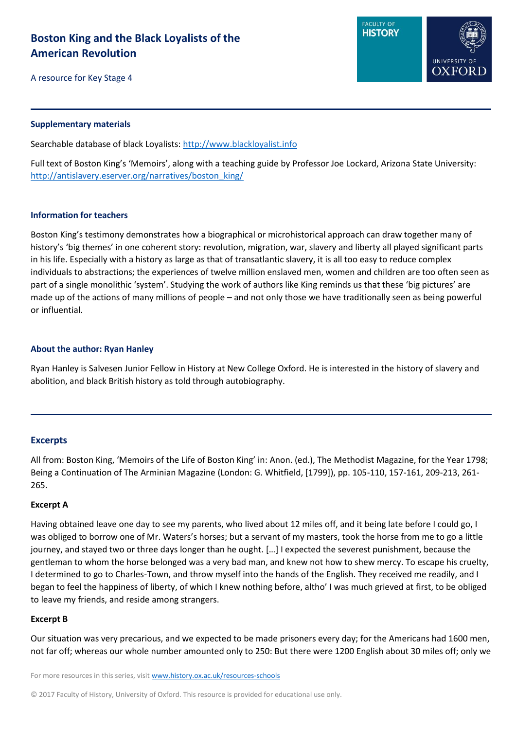# Boston King and the Black Loyalists of the American Revolution

A resource for Key Stage 4

### Supplementary materials

Searchable database of black Loyalists: [http://www.blackloyalist.info](http://www.blackloyalist.info)

Full text of Boston King's 'Memoirs', along with a teaching guide by Professor Joe Lockard, Arizona State University: [http://antislavery.eserver.org/narratives/boston_king/](http://antislavery.eserver.org/narratives/boston_king/)

### Information for teachers

Boston King's testimony demonstrates how a biographical or microhistorical approach can draw together many of history's 'big themes' in one coherent story: revolution, migration, war, slavery and liberty all played significant parts in his life. Especially with a history as large as that of transatlantic slavery, it is all too easy to reduce complex individuals to abstractions; the experiences of twelve million enslaved men, women and children are too often seen as part of a single monolithic 'system'. Studying the work of authors like King reminds us that these 'big pictures' are made up of the actions of many millions of people – and not only those we have traditionally seen as being powerful or influential.

### About the author: Ryan Hanley

Ryan Hanley is Salvesen Junior Fellow in History at New College Oxford. He is interested in the history of slavery and abolition, and black British history as told through autobiography.

## Excerpts

All from: Boston King, 'Memoirs of the Life of Boston King' in: Anon. (ed.), The Methodist Magazine, for the Year 1798; Being a Continuation of The Arminian Magazine (London: G. Whitfield, [1799]), pp. 105-110, 157-161, 209-213, 261-265.

### Excerpt A

Having obtained leave one day to see my parents, who lived about 12 miles off, and it being late before I could go, I was obliged to borrow one of Mr. Waters's horses; but a servant of my masters, took the horse from me to go a little journey, and stayed two or three days longer than he ought. […] I expected the severest punishment, because the gentleman to whom the horse belonged was a very bad man, and knew not how to shew mercy. To escape his cruelty, I determined to go to Charles-Town, and throw myself into the hands of the English. They received me readily, and I began to feel the happiness of liberty, of which I knew nothing before, altho' I was much grieved at first, to be obliged to leave my friends, and reside among strangers.

### Excerpt B

Our situation was very precarious, and we expected to be made prisoners every day; for the Americans had 1600 men, not far off; whereas our whole number amounted only to 250: But there were 1200 English about 30 miles off; only we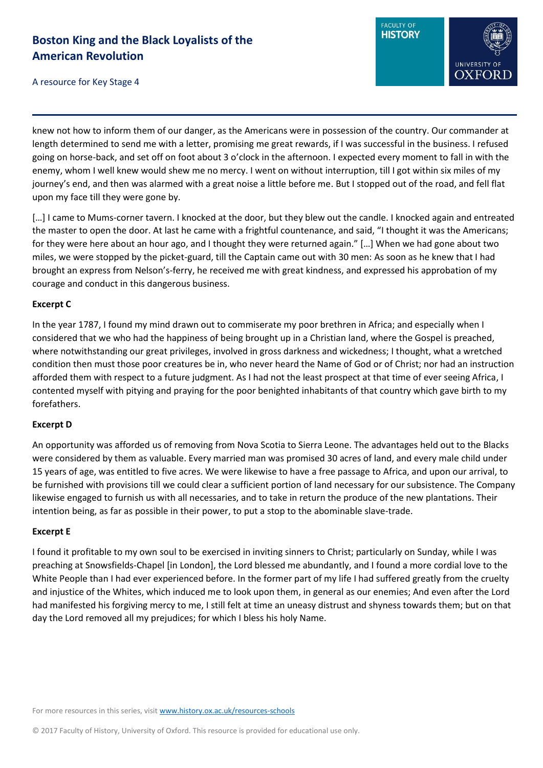knew not how to inform them of our danger, as the Americans were in possession of the country. Our commander at length determined to send me with a letter, promising me great rewards, if I was successful in the business. I refused going on horse-back, and set off on foot about 3 o'clock in the afternoon. I expected every moment to fall in with the enemy, whom I well knew would shew me no mercy. I went on without interruption, till I got within six miles of my journey's end, and then was alarmed with a great noise a little before me. But I stopped out of the road, and fell flat upon my face till they were gone by.

[…] I came to Mums-corner tavern. I knocked at the door, but they blew out the candle. I knocked again and entreated the master to open the door. At last he came with a frightful countenance, and said, "I thought it was the Americans; for they were here about an hour ago, and I thought they were returned again." […] When we had gone about two miles, we were stopped by the picket-guard, till the Captain came out with 30 men: As soon as he knew that I had brought an express from Nelson's-ferry, he received me with great kindness, and expressed his approbation of my courage and conduct in this dangerous business.

**Excerpt C**

In the year 1787, I found my mind drawn out to commiserate my poor brethren in Africa; and especially when I considered that we who had the happiness of being brought up in a Christian land, where the Gospel is preached, where notwithstanding our great privileges, involved in gross darkness and wickedness; I thought, what a wretched condition then must those poor creatures be in, who never heard the Name of God or of Christ; nor had an instruction afforded them with respect to a future judgment. As I had not the least prospect at that time of ever seeing Africa, I contented myself with pitying and praying for the poor benighted inhabitants of that country which gave birth to my forefathers.

**Excerpt D**

An opportunity was afforded us of removing from Nova Scotia to Sierra Leone. The advantages held out to the Blacks were considered by them as valuable. Every married man was promised 30 acres of land, and every male child under 15 years of age, was entitled to five acres. We were likewise to have a free passage to Africa, and upon our arrival, to be furnished with provisions till we could clear a sufficient portion of land necessary for our subsistence. The Company likewise engaged to furnish us with all necessaries, and to take in return the produce of the new plantations. Their intention being, as far as possible in their power, to put a stop to the abominable slave-trade.

**Excerpt E**

I found it profitable to my own soul to be exercised in inviting sinners to Christ; particularly on Sunday, while I was preaching at Snowsfields-Chapel [in London], the Lord blessed me abundantly, and I found a more cordial love to the White People than I had ever experienced before. In the former part of my life I had suffered greatly from the cruelty and injustice of the Whites, which induced me to look upon them, in general as our enemies; And even after the Lord had manifested his forgiving mercy to me, I still felt at time an uneasy distrust and shyness towards them; but on that day the Lord removed all my prejudices; for which I bless his holy Name.